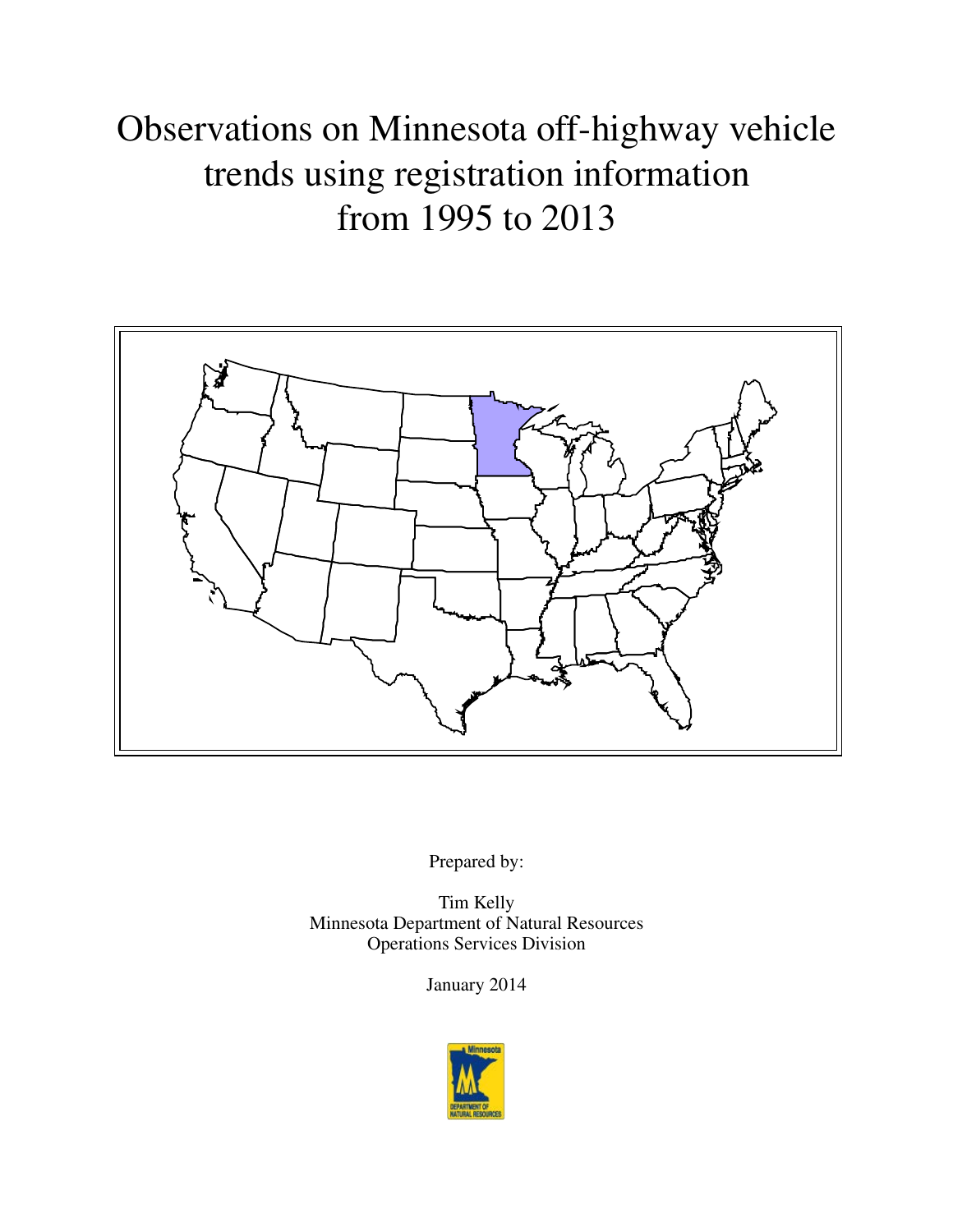# Observations on Minnesota off-highway vehicle trends using registration information from 1995 to 2013

Prepared by:

Tim Kelly
Minnesota Department of Natural Resources
Operations Services Division

January 2014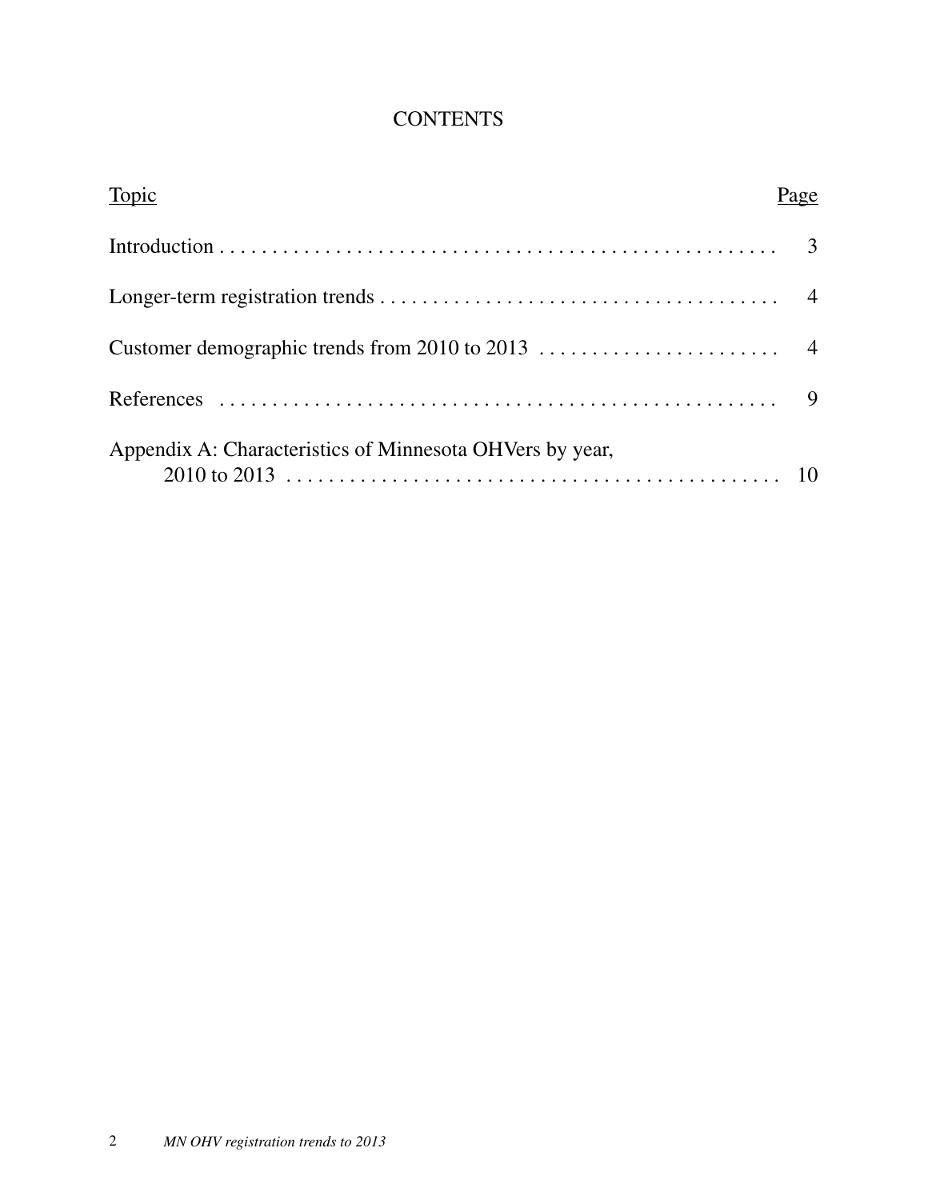# CONTENTS

| Topic | Page |
| --- | --- |
| Introduction | 3 |
| Longer-term registration trends | 4 |
| Customer demographic trends from 2010 to 2013 | 4 |
| References | 9 |
| Appendix A: Characteristics of Minnesota OHVers by year, 2010 to 2013 | 10 |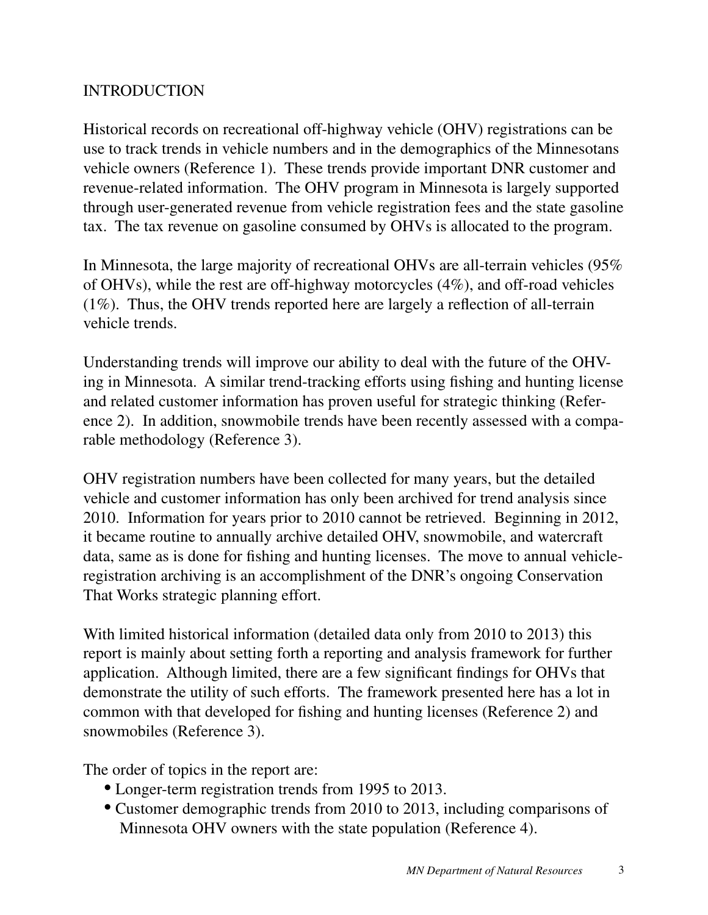# INTRODUCTION

Historical records on recreational off-highway vehicle (OHV) registrations can be use to track trends in vehicle numbers and in the demographics of the Minnesotans vehicle owners (Reference 1). These trends provide important DNR customer and revenue-related information. The OHV program in Minnesota is largely supported through user-generated revenue from vehicle registration fees and the state gasoline tax. The tax revenue on gasoline consumed by OHVs is allocated to the program.

In Minnesota, the large majority of recreational OHVs are all-terrain vehicles (95% of OHVs), while the rest are off-highway motorcycles (4%), and off-road vehicles (1%). Thus, the OHV trends reported here are largely a reflection of all-terrain vehicle trends.

Understanding trends will improve our ability to deal with the future of the OHV-ing in Minnesota. A similar trend-tracking efforts using fishing and hunting license and related customer information has proven useful for strategic thinking (Reference 2). In addition, snowmobile trends have been recently assessed with a comparable methodology (Reference 3).

OHV registration numbers have been collected for many years, but the detailed vehicle and customer information has only been archived for trend analysis since 2010. Information for years prior to 2010 cannot be retrieved. Beginning in 2012, it became routine to annually archive detailed OHV, snowmobile, and watercraft data, same as is done for fishing and hunting licenses. The move to annual vehicle-registration archiving is an accomplishment of the DNR's ongoing Conservation That Works strategic planning effort.

With limited historical information (detailed data only from 2010 to 2013) this report is mainly about setting forth a reporting and analysis framework for further application. Although limited, there are a few significant findings for OHVs that demonstrate the utility of such efforts. The framework presented here has a lot in common with that developed for fishing and hunting licenses (Reference 2) and snowmobiles (Reference 3).

The order of topics in the report are:

- Longer-term registration trends from 1995 to 2013.
- Customer demographic trends from 2010 to 2013, including comparisons of Minnesota OHV owners with the state population (Reference 4).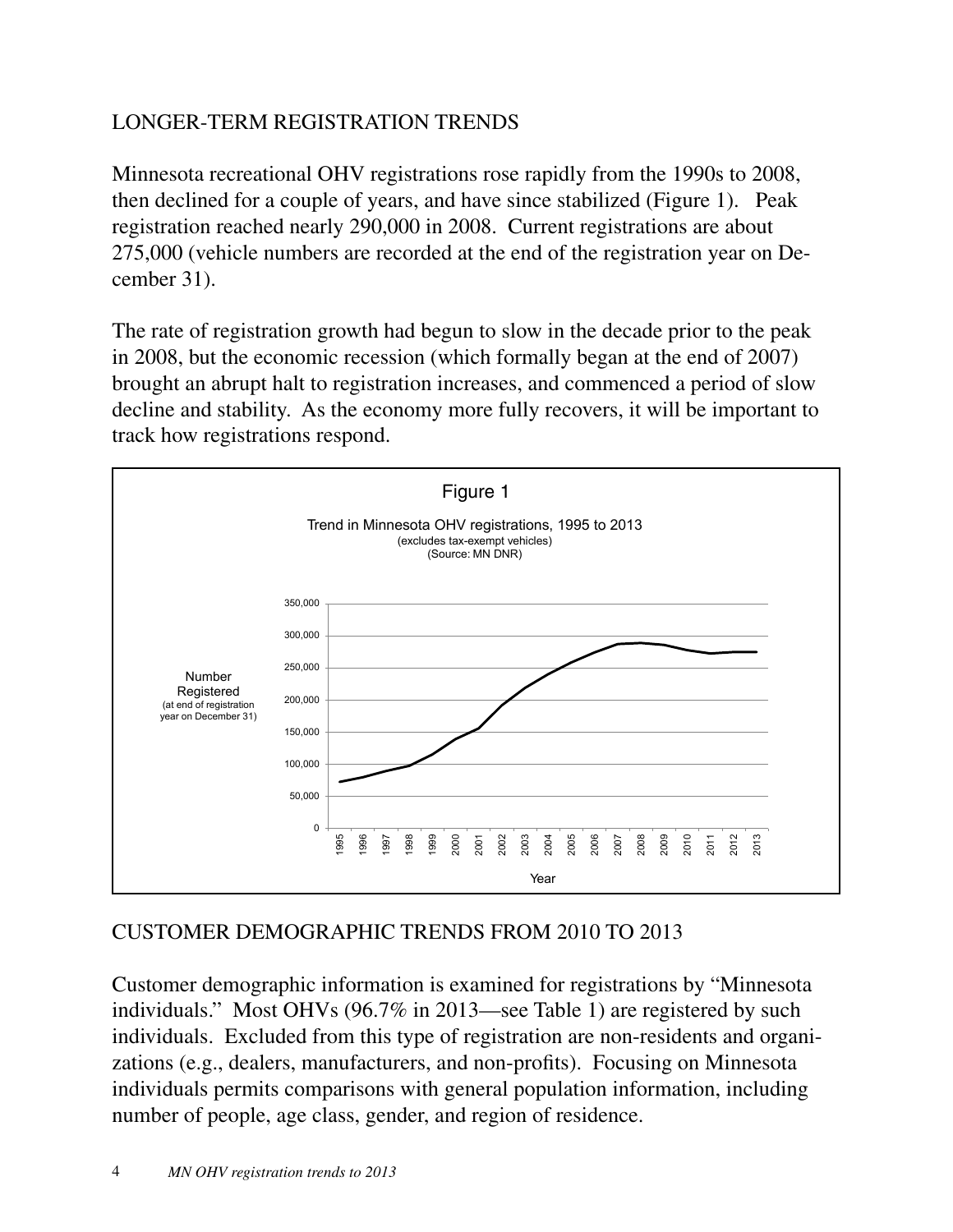## LONGER-TERM REGISTRATION TRENDS

Minnesota recreational OHV registrations rose rapidly from the 1990s to 2008, then declined for a couple of years, and have since stabilized (Figure 1). Peak registration reached nearly 290,000 in 2008. Current registrations are about 275,000 (vehicle numbers are recorded at the end of the registration year on December 31).

The rate of registration growth had begun to slow in the decade prior to the peak in 2008, but the economic recession (which formally began at the end of 2007) brought an abrupt halt to registration increases, and commenced a period of slow decline and stability. As the economy more fully recovers, it will be important to track how registrations respond.

Figure 1

Trend in Minnesota OHV registrations, 1995 to 2013
(excludes tax-exempt vehicles)
(Source: MN DNR)

## CUSTOMER DEMOGRAPHIC TRENDS FROM 2010 TO 2013

Customer demographic information is examined for registrations by "Minnesota individuals." Most OHVs (96.7% in 2013—see Table 1) are registered by such individuals. Excluded from this type of registration are non-residents and organizations (e.g., dealers, manufacturers, and non-profits). Focusing on Minnesota individuals permits comparisons with general population information, including number of people, age class, gender, and region of residence.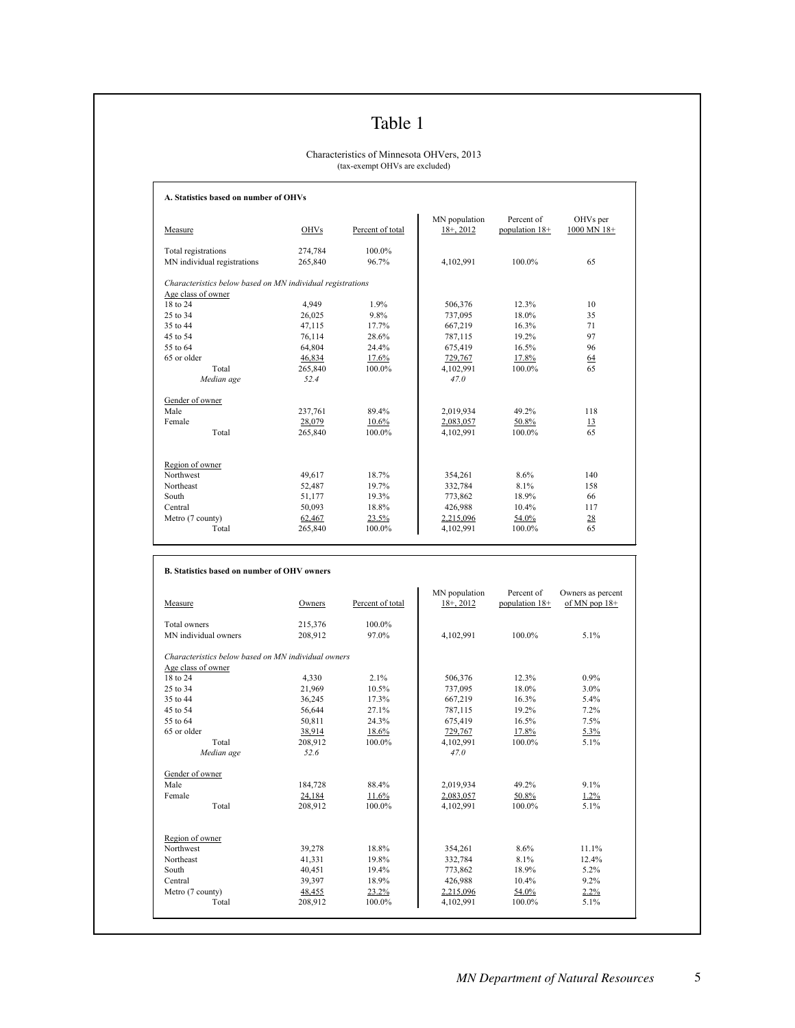# Table 1

Characteristics of Minnesota OHVers, 2013
(tax-exempt OHVs are excluded)

**A. Statistics based on number of OHVs**

| Measure | OHVs | Percent of total | MN population 18+, 2012 | Percent of population 18+ | OHVs per 1000 MN 18+ |
|---|---|---|---|---|---|
| Total registrations | 274,784 | 100.0% | | | |
| MN individual registrations | 265,840 | 96.7% | 4,102,991 | 100.0% | 65 |
| *Characteristics below based on MN individual registrations* | | | | | |
| Age class of owner | | | | | |
| 18 to 24 | 4,949 | 1.9% | 506,376 | 12.3% | 10 |
| 25 to 34 | 26,025 | 9.8% | 737,095 | 18.0% | 35 |
| 35 to 44 | 47,115 | 17.7% | 667,219 | 16.3% | 71 |
| 45 to 54 | 76,114 | 28.6% | 787,115 | 19.2% | 97 |
| 55 to 64 | 64,804 | 24.4% | 675,419 | 16.5% | 96 |
| 65 or older | 46,834 | 17.6% | 729,767 | 17.8% | 64 |
| Total | 265,840 | 100.0% | 4,102,991 | 100.0% | 65 |
| *Median age* | *52.4* | | *47.0* | | |
| Gender of owner | | | | | |
| Male | 237,761 | 89.4% | 2,019,934 | 49.2% | 118 |
| Female | 28,079 | 10.6% | 2,083,057 | 50.8% | 13 |
| Total | 265,840 | 100.0% | 4,102,991 | 100.0% | 65 |
| Region of owner | | | | | |
| Northwest | 49,617 | 18.7% | 354,261 | 8.6% | 140 |
| Northeast | 52,487 | 19.7% | 332,784 | 8.1% | 158 |
| South | 51,177 | 19.3% | 773,862 | 18.9% | 66 |
| Central | 50,093 | 18.8% | 426,988 | 10.4% | 117 |
| Metro (7 county) | 62,467 | 23.5% | 2,215,096 | 54.0% | 28 |
| Total | 265,840 | 100.0% | 4,102,991 | 100.0% | 65 |

**B. Statistics based on number of OHV owners**

| Measure | Owners | Percent of total | MN population 18+, 2012 | Percent of population 18+ | Owners as percent of MN pop 18+ |
|---|---|---|---|---|---|
| Total owners | 215,376 | 100.0% | | | |
| MN individual owners | 208,912 | 97.0% | 4,102,991 | 100.0% | 5.1% |
| *Characteristics below based on MN individual owners* | | | | | |
| Age class of owner | | | | | |
| 18 to 24 | 4,330 | 2.1% | 506,376 | 12.3% | 0.9% |
| 25 to 34 | 21,969 | 10.5% | 737,095 | 18.0% | 3.0% |
| 35 to 44 | 36,245 | 17.3% | 667,219 | 16.3% | 5.4% |
| 45 to 54 | 56,644 | 27.1% | 787,115 | 19.2% | 7.2% |
| 55 to 64 | 50,811 | 24.3% | 675,419 | 16.5% | 7.5% |
| 65 or older | 38,914 | 18.6% | 729,767 | 17.8% | 5.3% |
| Total | 208,912 | 100.0% | 4,102,991 | 100.0% | 5.1% |
| *Median age* | *52.6* | | *47.0* | | |
| Gender of owner | | | | | |
| Male | 184,728 | 88.4% | 2,019,934 | 49.2% | 9.1% |
| Female | 24,184 | 11.6% | 2,083,057 | 50.8% | 1.2% |
| Total | 208,912 | 100.0% | 4,102,991 | 100.0% | 5.1% |
| Region of owner | | | | | |
| Northwest | 39,278 | 18.8% | 354,261 | 8.6% | 11.1% |
| Northeast | 41,331 | 19.8% | 332,784 | 8.1% | 12.4% |
| South | 40,451 | 19.4% | 773,862 | 18.9% | 5.2% |
| Central | 39,397 | 18.9% | 426,988 | 10.4% | 9.2% |
| Metro (7 county) | 48,455 | 23.2% | 2,215,096 | 54.0% | 2.2% |
| Total | 208,912 | 100.0% | 4,102,991 | 100.0% | 5.1% |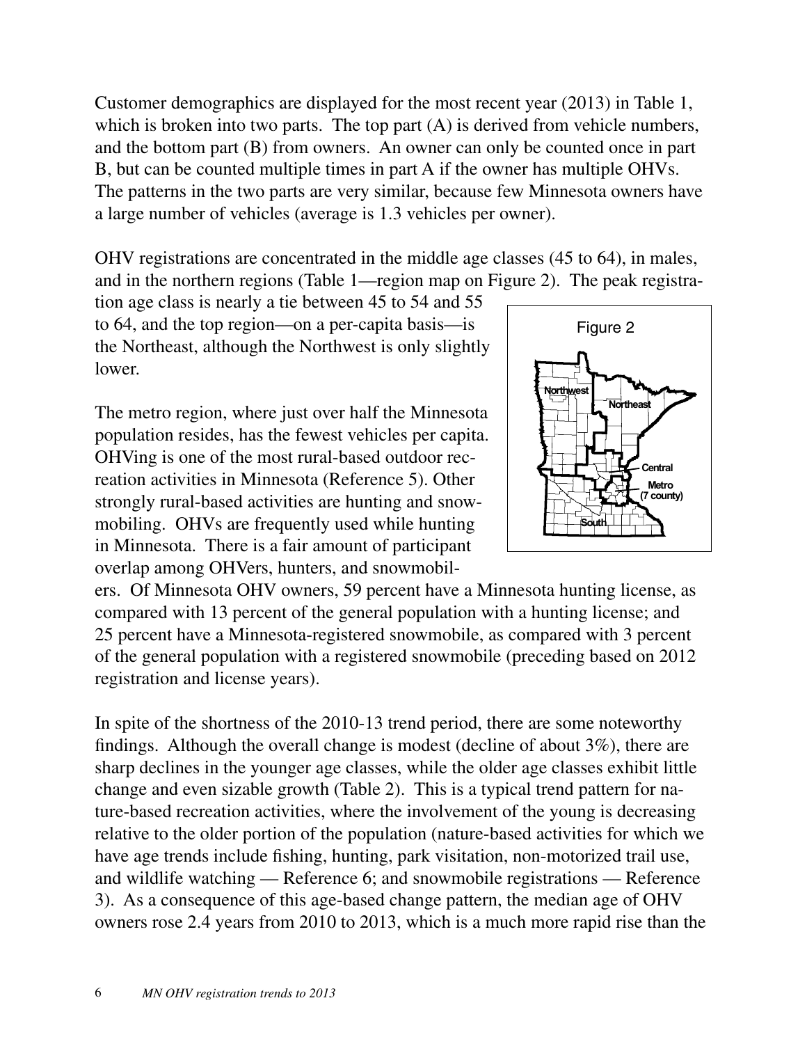Customer demographics are displayed for the most recent year (2013) in Table 1, which is broken into two parts. The top part (A) is derived from vehicle numbers, and the bottom part (B) from owners. An owner can only be counted once in part B, but can be counted multiple times in part A if the owner has multiple OHVs. The patterns in the two parts are very similar, because few Minnesota owners have a large number of vehicles (average is 1.3 vehicles per owner).

OHV registrations are concentrated in the middle age classes (45 to 64), in males, and in the northern regions (Table 1—region map on Figure 2). The peak registration age class is nearly a tie between 45 to 54 and 55 to 64, and the top region—on a per-capita basis—is the Northeast, although the Northwest is only slightly lower.

Figure 2

The metro region, where just over half the Minnesota population resides, has the fewest vehicles per capita. OHVing is one of the most rural-based outdoor recreation activities in Minnesota (Reference 5). Other strongly rural-based activities are hunting and snowmobiling. OHVs are frequently used while hunting in Minnesota. There is a fair amount of participant overlap among OHVers, hunters, and snowmobilers. Of Minnesota OHV owners, 59 percent have a Minnesota hunting license, as compared with 13 percent of the general population with a hunting license; and 25 percent have a Minnesota-registered snowmobile, as compared with 3 percent of the general population with a registered snowmobile (preceding based on 2012 registration and license years).

In spite of the shortness of the 2010-13 trend period, there are some noteworthy findings. Although the overall change is modest (decline of about 3%), there are sharp declines in the younger age classes, while the older age classes exhibit little change and even sizable growth (Table 2). This is a typical trend pattern for nature-based recreation activities, where the involvement of the young is decreasing relative to the older portion of the population (nature-based activities for which we have age trends include fishing, hunting, park visitation, non-motorized trail use, and wildlife watching — Reference 6; and snowmobile registrations — Reference 3). As a consequence of this age-based change pattern, the median age of OHV owners rose 2.4 years from 2010 to 2013, which is a much more rapid rise than the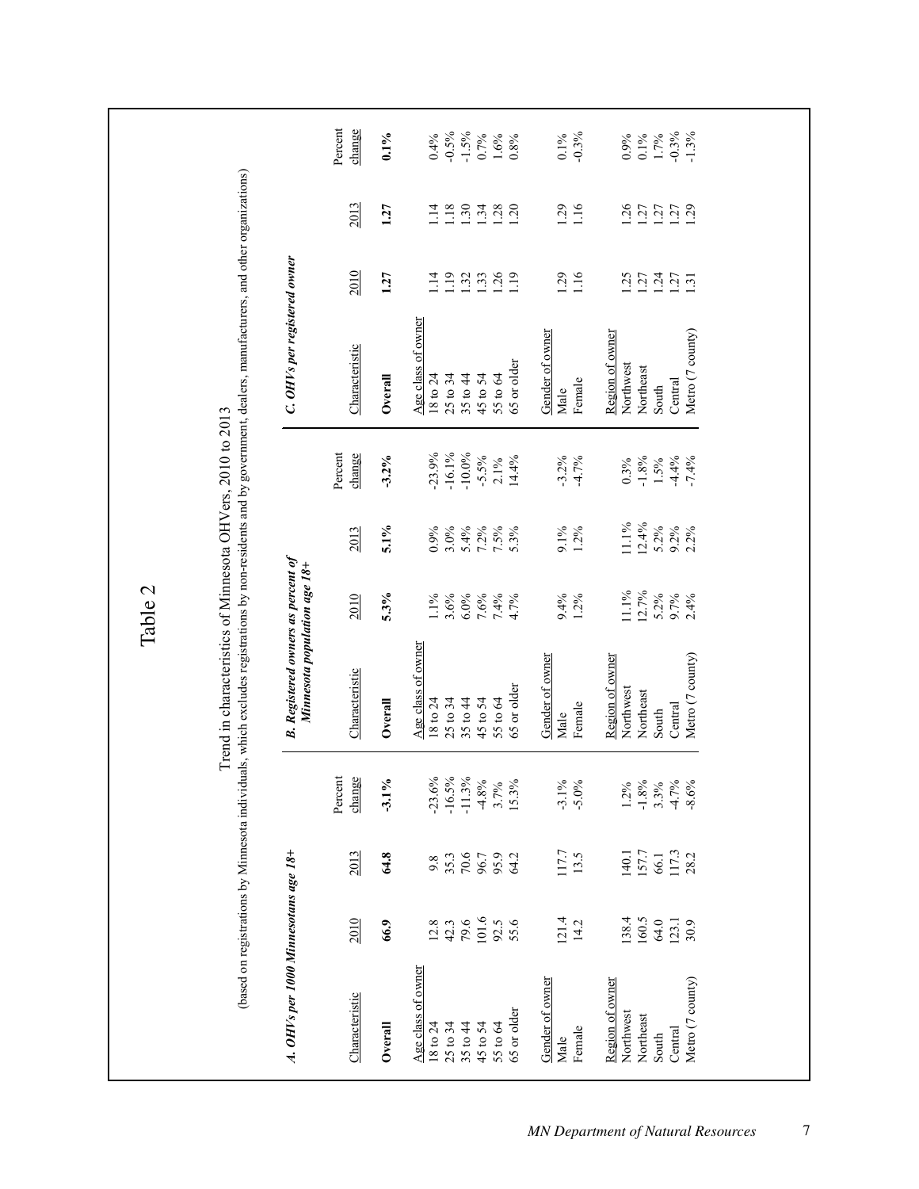# Table 2

Trend in characteristics of Minnesota OHVers, 2010 to 2013

(based on registrations by Minnesota individuals, which excludes registrations by non-residents and by government, dealers, manufacturers, and other organizations)

*A. OHVs per 1000 Minnesotans age 18+*

| Characteristic | 2010 | 2013 | Percent change |
|---|---|---|---|
| **Overall** | **66.9** | **64.8** | **-3.1%** |
| Age class of owner | | | |
| 18 to 24 | 12.8 | 9.8 | -23.6% |
| 25 to 34 | 42.3 | 35.3 | -16.5% |
| 35 to 44 | 79.6 | 70.6 | -11.3% |
| 45 to 54 | 101.6 | 96.7 | -4.8% |
| 55 to 64 | 92.5 | 95.9 | 3.7% |
| 65 or older | 55.6 | 64.2 | 15.3% |
| Gender of owner | | | |
| Male | 121.4 | 117.7 | -3.1% |
| Female | 14.2 | 13.5 | -5.0% |
| Region of owner | | | |
| Northwest | 138.4 | 140.1 | 1.2% |
| Northeast | 160.5 | 157.7 | -1.8% |
| South | 64.0 | 66.1 | 3.3% |
| Central | 123.1 | 117.3 | -4.7% |
| Metro (7 county) | 30.9 | 28.2 | -8.6% |

*B. Registered owners as percent of Minnesota population age 18+*

| Characteristic | 2010 | 2013 | Percent change |
|---|---|---|---|
| **Overall** | **5.3%** | **5.1%** | **-3.2%** |
| Age class of owner | | | |
| 18 to 24 | 1.1% | 0.9% | -23.9% |
| 25 to 34 | 3.6% | 3.0% | -16.1% |
| 35 to 44 | 6.0% | 5.4% | -10.0% |
| 45 to 54 | 7.6% | 7.2% | -5.5% |
| 55 to 64 | 7.4% | 7.5% | 2.1% |
| 65 or older | 4.7% | 5.3% | 14.4% |
| Gender of owner | | | |
| Male | 9.4% | 9.1% | -3.2% |
| Female | 1.2% | 1.2% | -4.7% |
| Region of owner | | | |
| Northwest | 11.1% | 11.1% | 0.3% |
| Northeast | 12.7% | 12.4% | -1.8% |
| South | 5.2% | 5.2% | 1.5% |
| Central | 9.7% | 9.2% | -4.4% |
| Metro (7 county) | 2.4% | 2.2% | -7.4% |

*C. OHVs per registered owner*

| Characteristic | 2010 | 2013 | Percent change |
|---|---|---|---|
| **Overall** | **1.27** | **1.27** | **0.1%** |
| Age class of owner | | | |
| 18 to 24 | 1.14 | 1.14 | 0.4% |
| 25 to 34 | 1.19 | 1.18 | -0.5% |
| 35 to 44 | 1.32 | 1.30 | -1.5% |
| 45 to 54 | 1.33 | 1.34 | 0.7% |
| 55 to 64 | 1.26 | 1.28 | 1.6% |
| 65 or older | 1.19 | 1.20 | 0.8% |
| Gender of owner | | | |
| Male | 1.29 | 1.29 | 0.1% |
| Female | 1.16 | 1.16 | -0.3% |
| Region of owner | | | |
| Northwest | 1.25 | 1.26 | 0.9% |
| Northeast | 1.27 | 1.27 | 0.1% |
| South | 1.24 | 1.27 | 1.7% |
| Central | 1.27 | 1.27 | -0.3% |
| Metro (7 county) | 1.31 | 1.29 | -1.3% |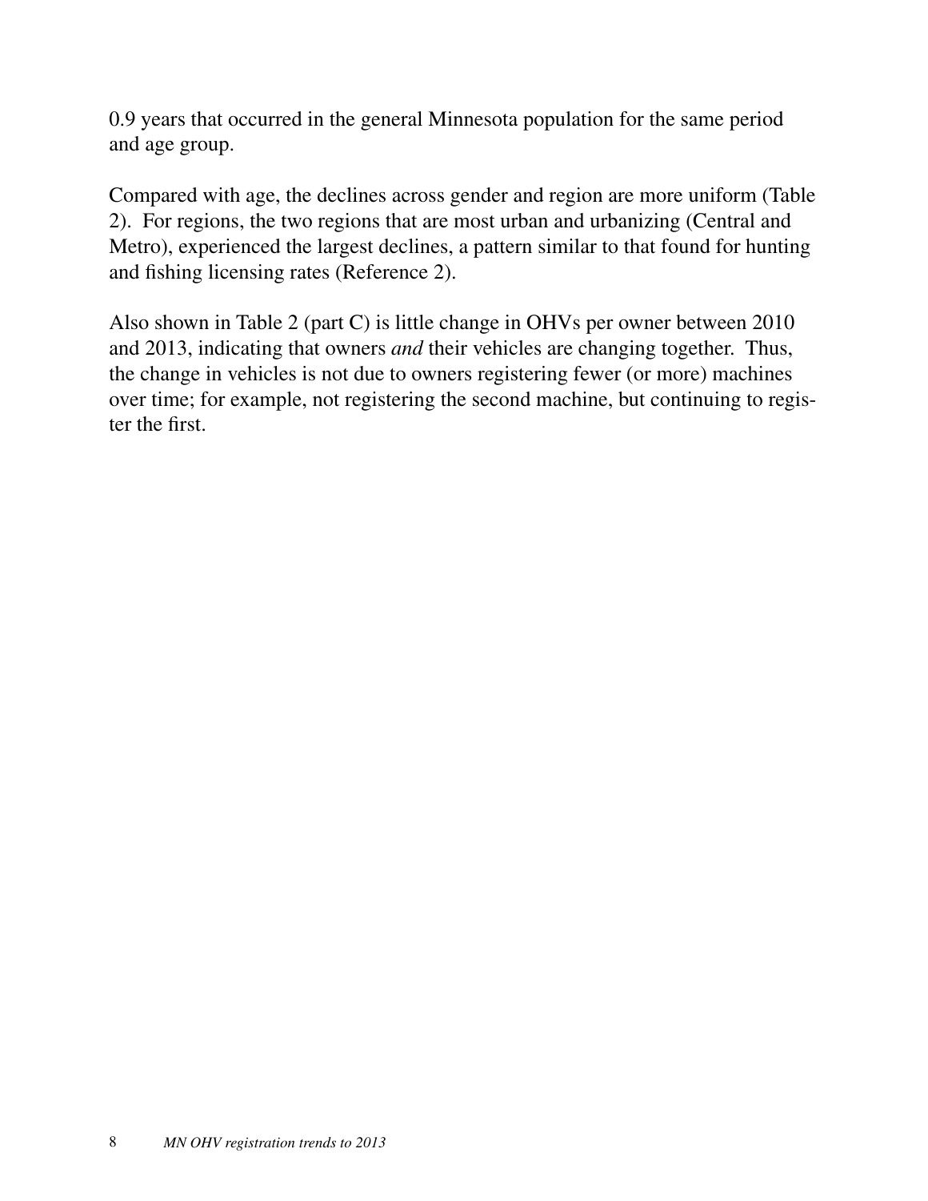0.9 years that occurred in the general Minnesota population for the same period and age group.

Compared with age, the declines across gender and region are more uniform (Table 2). For regions, the two regions that are most urban and urbanizing (Central and Metro), experienced the largest declines, a pattern similar to that found for hunting and fishing licensing rates (Reference 2).

Also shown in Table 2 (part C) is little change in OHVs per owner between 2010 and 2013, indicating that owners *and* their vehicles are changing together. Thus, the change in vehicles is not due to owners registering fewer (or more) machines over time; for example, not registering the second machine, but continuing to register the first.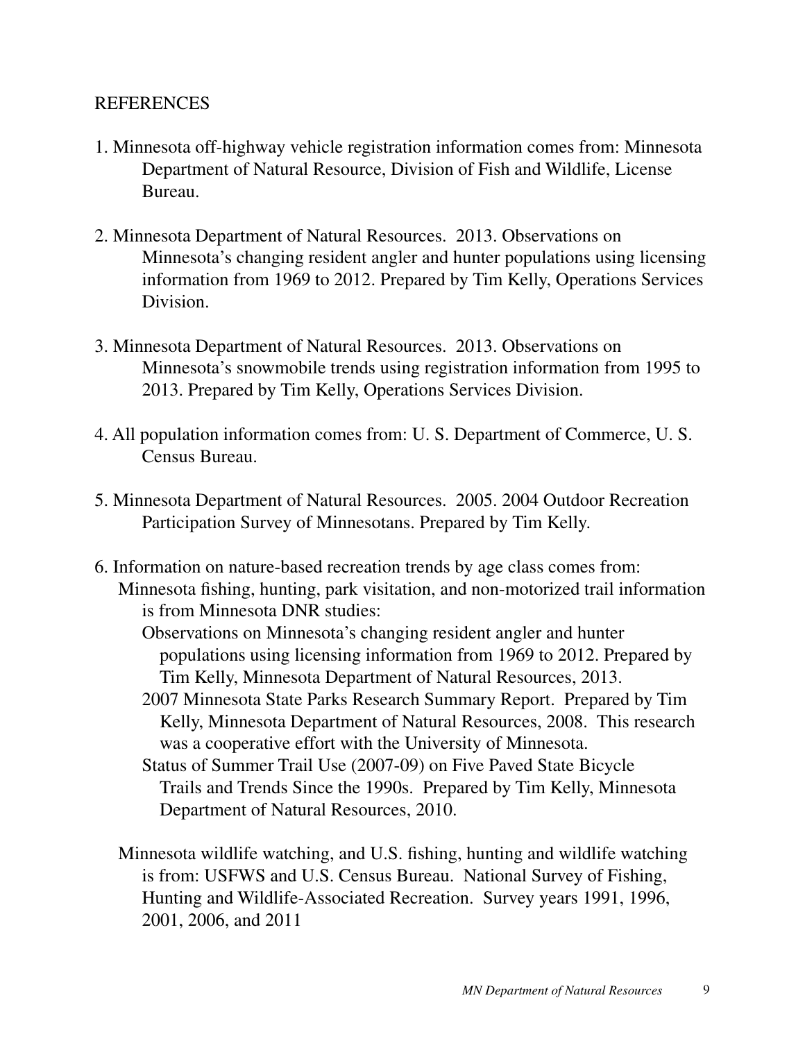## REFERENCES

1. Minnesota off-highway vehicle registration information comes from: Minnesota Department of Natural Resource, Division of Fish and Wildlife, License Bureau.

2. Minnesota Department of Natural Resources. 2013. Observations on Minnesota's changing resident angler and hunter populations using licensing information from 1969 to 2012. Prepared by Tim Kelly, Operations Services Division.

3. Minnesota Department of Natural Resources. 2013. Observations on Minnesota's snowmobile trends using registration information from 1995 to 2013. Prepared by Tim Kelly, Operations Services Division.

4. All population information comes from: U. S. Department of Commerce, U. S. Census Bureau.

5. Minnesota Department of Natural Resources. 2005. 2004 Outdoor Recreation Participation Survey of Minnesotans. Prepared by Tim Kelly.

6. Information on nature-based recreation trends by age class comes from:

   Minnesota fishing, hunting, park visitation, and non-motorized trail information is from Minnesota DNR studies:

   - Observations on Minnesota's changing resident angler and hunter populations using licensing information from 1969 to 2012. Prepared by Tim Kelly, Minnesota Department of Natural Resources, 2013.
   - 2007 Minnesota State Parks Research Summary Report. Prepared by Tim Kelly, Minnesota Department of Natural Resources, 2008. This research was a cooperative effort with the University of Minnesota.
   - Status of Summer Trail Use (2007-09) on Five Paved State Bicycle Trails and Trends Since the 1990s. Prepared by Tim Kelly, Minnesota Department of Natural Resources, 2010.

   Minnesota wildlife watching, and U.S. fishing, hunting and wildlife watching is from: USFWS and U.S. Census Bureau. National Survey of Fishing, Hunting and Wildlife-Associated Recreation. Survey years 1991, 1996, 2001, 2006, and 2011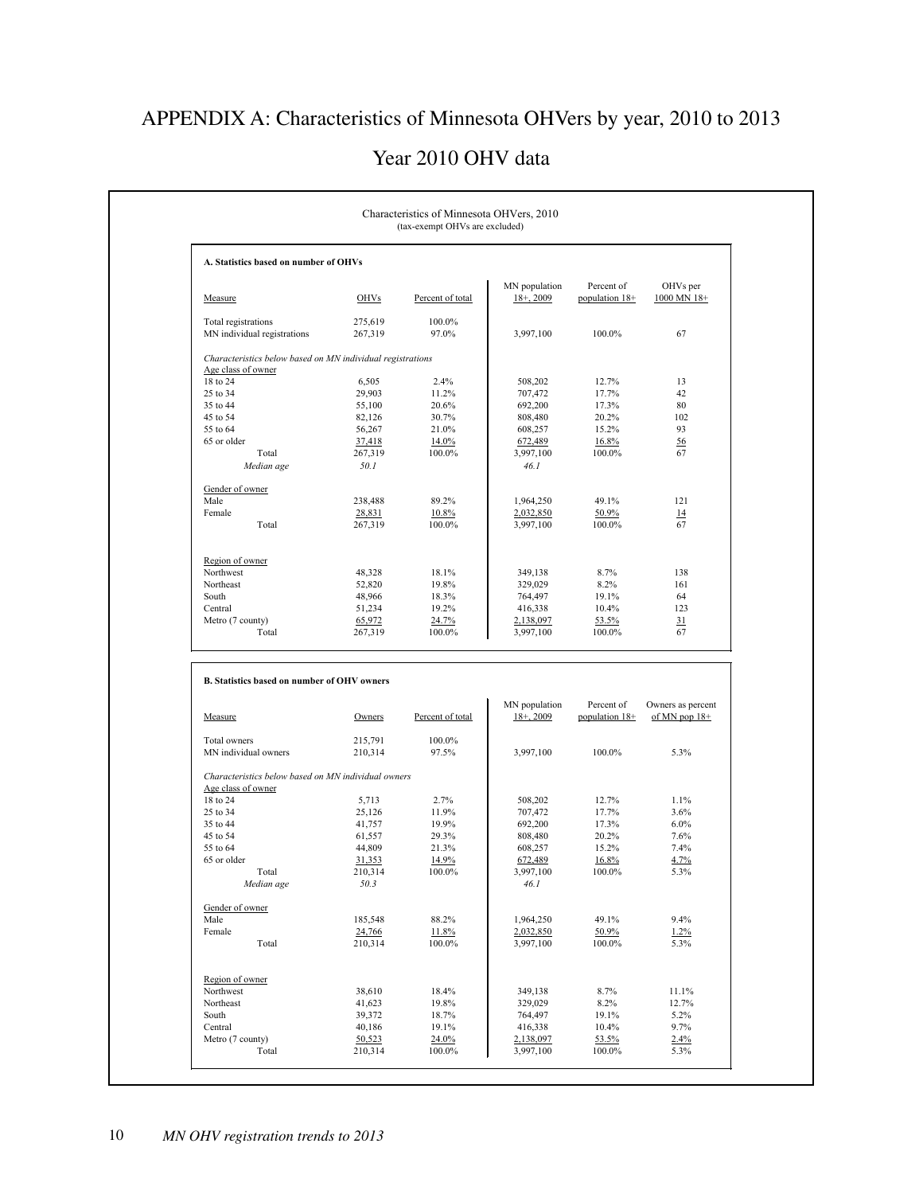# APPENDIX A: Characteristics of Minnesota OHVers by year, 2010 to 2013

## Year 2010 OHV data

Characteristics of Minnesota OHVers, 2010
(tax-exempt OHVs are excluded)

**A. Statistics based on number of OHVs**

| Measure | OHVs | Percent of total | MN population 18+, 2009 | Percent of population 18+ | OHVs per 1000 MN 18+ |
|---|---|---|---|---|---|
| Total registrations | 275,619 | 100.0% | | | |
| MN individual registrations | 267,319 | 97.0% | 3,997,100 | 100.0% | 67 |
| *Characteristics below based on MN individual registrations* | | | | | |
| Age class of owner | | | | | |
| 18 to 24 | 6,505 | 2.4% | 508,202 | 12.7% | 13 |
| 25 to 34 | 29,903 | 11.2% | 707,472 | 17.7% | 42 |
| 35 to 44 | 55,100 | 20.6% | 692,200 | 17.3% | 80 |
| 45 to 54 | 82,126 | 30.7% | 808,480 | 20.2% | 102 |
| 55 to 64 | 56,267 | 21.0% | 608,257 | 15.2% | 93 |
| 65 or older | 37,418 | 14.0% | 672,489 | 16.8% | 56 |
| Total | 267,319 | 100.0% | 3,997,100 | 100.0% | 67 |
| *Median age* | *50.1* | | *46.1* | | |
| Gender of owner | | | | | |
| Male | 238,488 | 89.2% | 1,964,250 | 49.1% | 121 |
| Female | 28,831 | 10.8% | 2,032,850 | 50.9% | 14 |
| Total | 267,319 | 100.0% | 3,997,100 | 100.0% | 67 |
| Region of owner | | | | | |
| Northwest | 48,328 | 18.1% | 349,138 | 8.7% | 138 |
| Northeast | 52,820 | 19.8% | 329,029 | 8.2% | 161 |
| South | 48,966 | 18.3% | 764,497 | 19.1% | 64 |
| Central | 51,234 | 19.2% | 416,338 | 10.4% | 123 |
| Metro (7 county) | 65,972 | 24.7% | 2,138,097 | 53.5% | 31 |
| Total | 267,319 | 100.0% | 3,997,100 | 100.0% | 67 |

**B. Statistics based on number of OHV owners**

| Measure | Owners | Percent of total | MN population 18+, 2009 | Percent of population 18+ | Owners as percent of MN pop 18+ |
|---|---|---|---|---|---|
| Total owners | 215,791 | 100.0% | | | |
| MN individual owners | 210,314 | 97.5% | 3,997,100 | 100.0% | 5.3% |
| *Characteristics below based on MN individual owners* | | | | | |
| Age class of owner | | | | | |
| 18 to 24 | 5,713 | 2.7% | 508,202 | 12.7% | 1.1% |
| 25 to 34 | 25,126 | 11.9% | 707,472 | 17.7% | 3.6% |
| 35 to 44 | 41,757 | 19.9% | 692,200 | 17.3% | 6.0% |
| 45 to 54 | 61,557 | 29.3% | 808,480 | 20.2% | 7.6% |
| 55 to 64 | 44,809 | 21.3% | 608,257 | 15.2% | 7.4% |
| 65 or older | 31,353 | 14.9% | 672,489 | 16.8% | 4.7% |
| Total | 210,314 | 100.0% | 3,997,100 | 100.0% | 5.3% |
| *Median age* | *50.3* | | *46.1* | | |
| Gender of owner | | | | | |
| Male | 185,548 | 88.2% | 1,964,250 | 49.1% | 9.4% |
| Female | 24,766 | 11.8% | 2,032,850 | 50.9% | 1.2% |
| Total | 210,314 | 100.0% | 3,997,100 | 100.0% | 5.3% |
| Region of owner | | | | | |
| Northwest | 38,610 | 18.4% | 349,138 | 8.7% | 11.1% |
| Northeast | 41,623 | 19.8% | 329,029 | 8.2% | 12.7% |
| South | 39,372 | 18.7% | 764,497 | 19.1% | 5.2% |
| Central | 40,186 | 19.1% | 416,338 | 10.4% | 9.7% |
| Metro (7 county) | 50,523 | 24.0% | 2,138,097 | 53.5% | 2.4% |
| Total | 210,314 | 100.0% | 3,997,100 | 100.0% | 5.3% |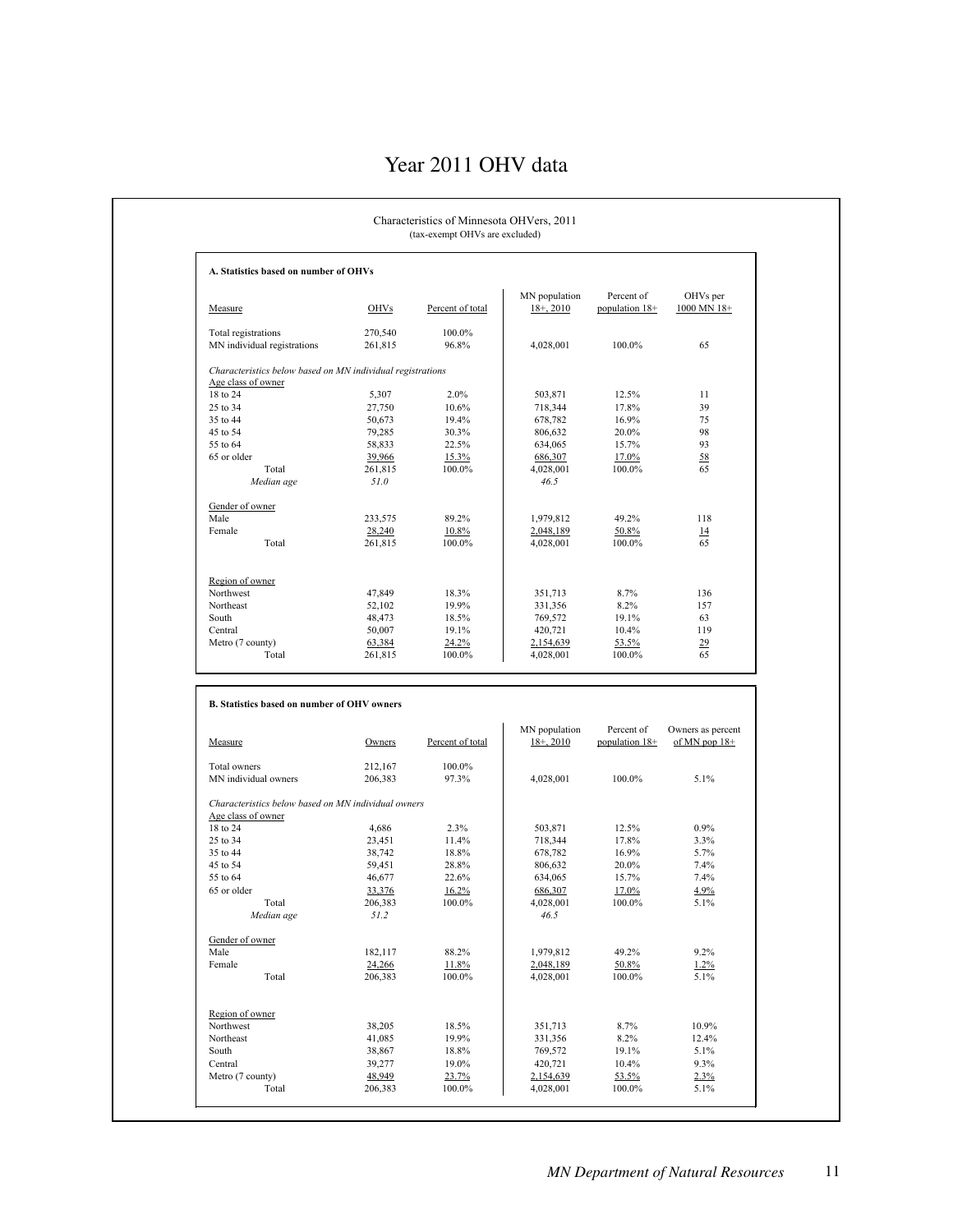# Year 2011 OHV data

Characteristics of Minnesota OHVers, 2011
(tax-exempt OHVs are excluded)

**A. Statistics based on number of OHVs**

| Measure | OHVs | Percent of total | MN population 18+, 2010 | Percent of population 18+ | OHVs per 1000 MN 18+ |
|---|---|---|---|---|---|
| Total registrations | 270,540 | 100.0% | | | |
| MN individual registrations | 261,815 | 96.8% | 4,028,001 | 100.0% | 65 |
| *Characteristics below based on MN individual registrations* | | | | | |
| Age class of owner | | | | | |
| 18 to 24 | 5,307 | 2.0% | 503,871 | 12.5% | 11 |
| 25 to 34 | 27,750 | 10.6% | 718,344 | 17.8% | 39 |
| 35 to 44 | 50,673 | 19.4% | 678,782 | 16.9% | 75 |
| 45 to 54 | 79,285 | 30.3% | 806,632 | 20.0% | 98 |
| 55 to 64 | 58,833 | 22.5% | 634,065 | 15.7% | 93 |
| 65 or older | 39,966 | 15.3% | 686,307 | 17.0% | 58 |
| Total | 261,815 | 100.0% | 4,028,001 | 100.0% | 65 |
| *Median age* | *51.0* | | *46.5* | | |
| Gender of owner | | | | | |
| Male | 233,575 | 89.2% | 1,979,812 | 49.2% | 118 |
| Female | 28,240 | 10.8% | 2,048,189 | 50.8% | 14 |
| Total | 261,815 | 100.0% | 4,028,001 | 100.0% | 65 |
| Region of owner | | | | | |
| Northwest | 47,849 | 18.3% | 351,713 | 8.7% | 136 |
| Northeast | 52,102 | 19.9% | 331,356 | 8.2% | 157 |
| South | 48,473 | 18.5% | 769,572 | 19.1% | 63 |
| Central | 50,007 | 19.1% | 420,721 | 10.4% | 119 |
| Metro (7 county) | 63,384 | 24.2% | 2,154,639 | 53.5% | 29 |
| Total | 261,815 | 100.0% | 4,028,001 | 100.0% | 65 |

**B. Statistics based on number of OHV owners**

| Measure | Owners | Percent of total | MN population 18+, 2010 | Percent of population 18+ | Owners as percent of MN pop 18+ |
|---|---|---|---|---|---|
| Total owners | 212,167 | 100.0% | | | |
| MN individual owners | 206,383 | 97.3% | 4,028,001 | 100.0% | 5.1% |
| *Characteristics below based on MN individual owners* | | | | | |
| Age class of owner | | | | | |
| 18 to 24 | 4,686 | 2.3% | 503,871 | 12.5% | 0.9% |
| 25 to 34 | 23,451 | 11.4% | 718,344 | 17.8% | 3.3% |
| 35 to 44 | 38,742 | 18.8% | 678,782 | 16.9% | 5.7% |
| 45 to 54 | 59,451 | 28.8% | 806,632 | 20.0% | 7.4% |
| 55 to 64 | 46,677 | 22.6% | 634,065 | 15.7% | 7.4% |
| 65 or older | 33,376 | 16.2% | 686,307 | 17.0% | 4.9% |
| Total | 206,383 | 100.0% | 4,028,001 | 100.0% | 5.1% |
| *Median age* | *51.2* | | *46.5* | | |
| Gender of owner | | | | | |
| Male | 182,117 | 88.2% | 1,979,812 | 49.2% | 9.2% |
| Female | 24,266 | 11.8% | 2,048,189 | 50.8% | 1.2% |
| Total | 206,383 | 100.0% | 4,028,001 | 100.0% | 5.1% |
| Region of owner | | | | | |
| Northwest | 38,205 | 18.5% | 351,713 | 8.7% | 10.9% |
| Northeast | 41,085 | 19.9% | 331,356 | 8.2% | 12.4% |
| South | 38,867 | 18.8% | 769,572 | 19.1% | 5.1% |
| Central | 39,277 | 19.0% | 420,721 | 10.4% | 9.3% |
| Metro (7 county) | 48,949 | 23.7% | 2,154,639 | 53.5% | 2.3% |
| Total | 206,383 | 100.0% | 4,028,001 | 100.0% | 5.1% |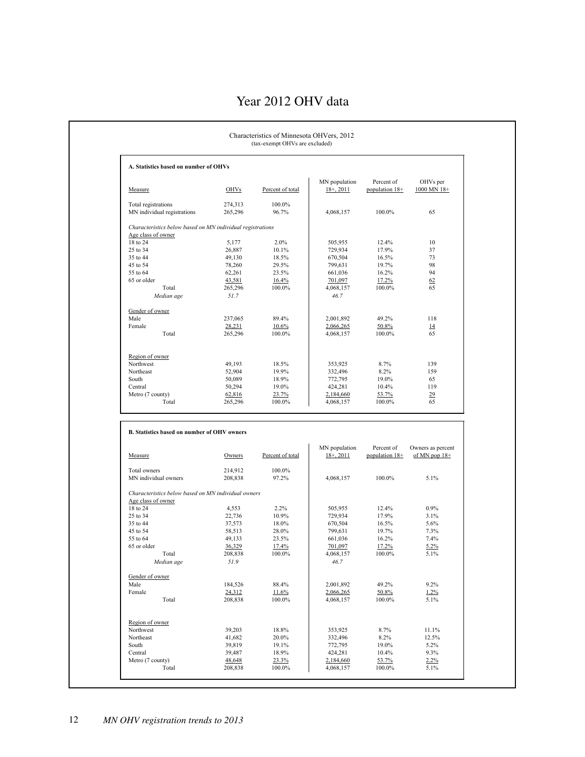# Year 2012 OHV data

Characteristics of Minnesota OHVers, 2012
(tax-exempt OHVs are excluded)

**A. Statistics based on number of OHVs**

| Measure | OHVs | Percent of total | MN population 18+, 2011 | Percent of population 18+ | OHVs per 1000 MN 18+ |
|---|---|---|---|---|---|
| Total registrations | 274,313 | 100.0% | | | |
| MN individual registrations | 265,296 | 96.7% | 4,068,157 | 100.0% | 65 |
| *Characteristics below based on MN individual registrations* | | | | | |
| Age class of owner | | | | | |
| 18 to 24 | 5,177 | 2.0% | 505,955 | 12.4% | 10 |
| 25 to 34 | 26,887 | 10.1% | 729,934 | 17.9% | 37 |
| 35 to 44 | 49,130 | 18.5% | 670,504 | 16.5% | 73 |
| 45 to 54 | 78,260 | 29.5% | 799,631 | 19.7% | 98 |
| 55 to 64 | 62,261 | 23.5% | 661,036 | 16.2% | 94 |
| 65 or older | 43,581 | 16.4% | 701,097 | 17.2% | 62 |
| Total | 265,296 | 100.0% | 4,068,157 | 100.0% | 65 |
| *Median age* | *51.7* | | *46.7* | | |
| Gender of owner | | | | | |
| Male | 237,065 | 89.4% | 2,001,892 | 49.2% | 118 |
| Female | 28,231 | 10.6% | 2,066,265 | 50.8% | 14 |
| Total | 265,296 | 100.0% | 4,068,157 | 100.0% | 65 |
| Region of owner | | | | | |
| Northwest | 49,193 | 18.5% | 353,925 | 8.7% | 139 |
| Northeast | 52,904 | 19.9% | 332,496 | 8.2% | 159 |
| South | 50,089 | 18.9% | 772,795 | 19.0% | 65 |
| Central | 50,294 | 19.0% | 424,281 | 10.4% | 119 |
| Metro (7 county) | 62,816 | 23.7% | 2,184,660 | 53.7% | 29 |
| Total | 265,296 | 100.0% | 4,068,157 | 100.0% | 65 |

**B. Statistics based on number of OHV owners**

| Measure | Owners | Percent of total | MN population 18+, 2011 | Percent of population 18+ | Owners as percent of MN pop 18+ |
|---|---|---|---|---|---|
| Total owners | 214,912 | 100.0% | | | |
| MN individual owners | 208,838 | 97.2% | 4,068,157 | 100.0% | 5.1% |
| *Characteristics below based on MN individual owners* | | | | | |
| Age class of owner | | | | | |
| 18 to 24 | 4,553 | 2.2% | 505,955 | 12.4% | 0.9% |
| 25 to 34 | 22,736 | 10.9% | 729,934 | 17.9% | 3.1% |
| 35 to 44 | 37,573 | 18.0% | 670,504 | 16.5% | 5.6% |
| 45 to 54 | 58,513 | 28.0% | 799,631 | 19.7% | 7.3% |
| 55 to 64 | 49,133 | 23.5% | 661,036 | 16.2% | 7.4% |
| 65 or older | 36,329 | 17.4% | 701,097 | 17.2% | 5.2% |
| Total | 208,838 | 100.0% | 4,068,157 | 100.0% | 5.1% |
| *Median age* | *51.9* | | *46.7* | | |
| Gender of owner | | | | | |
| Male | 184,526 | 88.4% | 2,001,892 | 49.2% | 9.2% |
| Female | 24,312 | 11.6% | 2,066,265 | 50.8% | 1.2% |
| Total | 208,838 | 100.0% | 4,068,157 | 100.0% | 5.1% |
| Region of owner | | | | | |
| Northwest | 39,203 | 18.8% | 353,925 | 8.7% | 11.1% |
| Northeast | 41,682 | 20.0% | 332,496 | 8.2% | 12.5% |
| South | 39,819 | 19.1% | 772,795 | 19.0% | 5.2% |
| Central | 39,487 | 18.9% | 424,281 | 10.4% | 9.3% |
| Metro (7 county) | 48,648 | 23.3% | 2,184,660 | 53.7% | 2.2% |
| Total | 208,838 | 100.0% | 4,068,157 | 100.0% | 5.1% |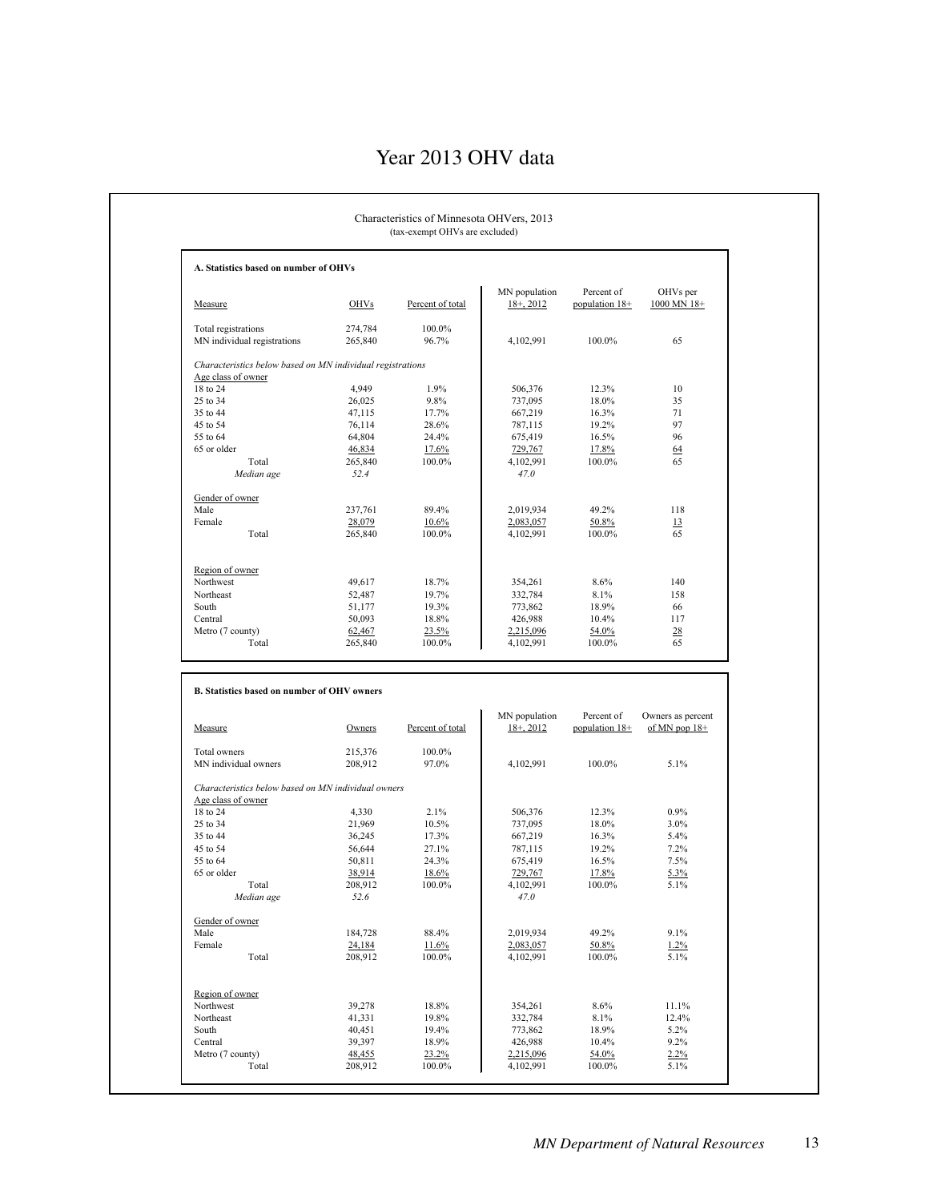# Year 2013 OHV data

Characteristics of Minnesota OHVers, 2013
(tax-exempt OHVs are excluded)

**A. Statistics based on number of OHVs**

| Measure | OHVs | Percent of total | MN population 18+, 2012 | Percent of population 18+ | OHVs per 1000 MN 18+ |
|---|---|---|---|---|---|
| Total registrations | 274,784 | 100.0% | | | |
| MN individual registrations | 265,840 | 96.7% | 4,102,991 | 100.0% | 65 |
| *Characteristics below based on MN individual registrations* | | | | | |
| Age class of owner | | | | | |
| 18 to 24 | 4,949 | 1.9% | 506,376 | 12.3% | 10 |
| 25 to 34 | 26,025 | 9.8% | 737,095 | 18.0% | 35 |
| 35 to 44 | 47,115 | 17.7% | 667,219 | 16.3% | 71 |
| 45 to 54 | 76,114 | 28.6% | 787,115 | 19.2% | 97 |
| 55 to 64 | 64,804 | 24.4% | 675,419 | 16.5% | 96 |
| 65 or older | 46,834 | 17.6% | 729,767 | 17.8% | 64 |
| Total | 265,840 | 100.0% | 4,102,991 | 100.0% | 65 |
| *Median age* | *52.4* | | *47.0* | | |
| Gender of owner | | | | | |
| Male | 237,761 | 89.4% | 2,019,934 | 49.2% | 118 |
| Female | 28,079 | 10.6% | 2,083,057 | 50.8% | 13 |
| Total | 265,840 | 100.0% | 4,102,991 | 100.0% | 65 |
| Region of owner | | | | | |
| Northwest | 49,617 | 18.7% | 354,261 | 8.6% | 140 |
| Northeast | 52,487 | 19.7% | 332,784 | 8.1% | 158 |
| South | 51,177 | 19.3% | 773,862 | 18.9% | 66 |
| Central | 50,093 | 18.8% | 426,988 | 10.4% | 117 |
| Metro (7 county) | 62,467 | 23.5% | 2,215,096 | 54.0% | 28 |
| Total | 265,840 | 100.0% | 4,102,991 | 100.0% | 65 |

**B. Statistics based on number of OHV owners**

| Measure | Owners | Percent of total | MN population 18+, 2012 | Percent of population 18+ | Owners as percent of MN pop 18+ |
|---|---|---|---|---|---|
| Total owners | 215,376 | 100.0% | | | |
| MN individual owners | 208,912 | 97.0% | 4,102,991 | 100.0% | 5.1% |
| *Characteristics below based on MN individual owners* | | | | | |
| Age class of owner | | | | | |
| 18 to 24 | 4,330 | 2.1% | 506,376 | 12.3% | 0.9% |
| 25 to 34 | 21,969 | 10.5% | 737,095 | 18.0% | 3.0% |
| 35 to 44 | 36,245 | 17.3% | 667,219 | 16.3% | 5.4% |
| 45 to 54 | 56,644 | 27.1% | 787,115 | 19.2% | 7.2% |
| 55 to 64 | 50,811 | 24.3% | 675,419 | 16.5% | 7.5% |
| 65 or older | 38,914 | 18.6% | 729,767 | 17.8% | 5.3% |
| Total | 208,912 | 100.0% | 4,102,991 | 100.0% | 5.1% |
| *Median age* | *52.6* | | *47.0* | | |
| Gender of owner | | | | | |
| Male | 184,728 | 88.4% | 2,019,934 | 49.2% | 9.1% |
| Female | 24,184 | 11.6% | 2,083,057 | 50.8% | 1.2% |
| Total | 208,912 | 100.0% | 4,102,991 | 100.0% | 5.1% |
| Region of owner | | | | | |
| Northwest | 39,278 | 18.8% | 354,261 | 8.6% | 11.1% |
| Northeast | 41,331 | 19.8% | 332,784 | 8.1% | 12.4% |
| South | 40,451 | 19.4% | 773,862 | 18.9% | 5.2% |
| Central | 39,397 | 18.9% | 426,988 | 10.4% | 9.2% |
| Metro (7 county) | 48,455 | 23.2% | 2,215,096 | 54.0% | 2.2% |
| Total | 208,912 | 100.0% | 4,102,991 | 100.0% | 5.1% |